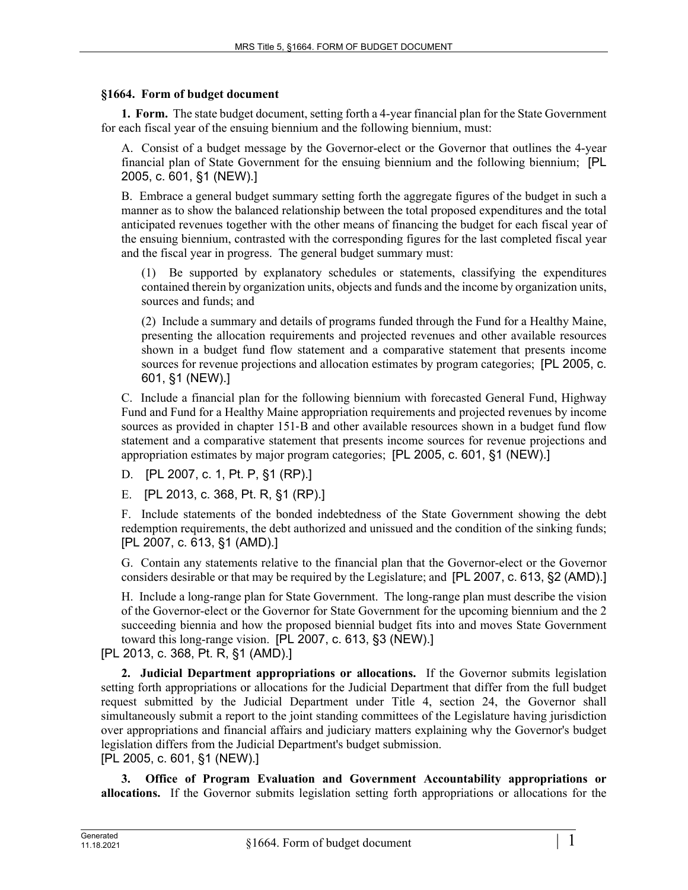## §1664. Form of budget document

**1. Form.** The state budget document, setting forth a 4-year financial plan for the State Government for each fiscal year of the ensuing biennium and the following biennium, must:

A. Consist of a budget message by the Governor-elect or the Governor that outlines the 4-year financial plan of State Government for the ensuing biennium and the following biennium; [PL 2005, c. 601, §1 (NEW).]

B. Embrace a general budget summary setting forth the aggregate figures of the budget in such a manner as to show the balanced relationship between the total proposed expenditures and the total anticipated revenues together with the other means of financing the budget for each fiscal year of the ensuing biennium, contrasted with the corresponding figures for the last completed fiscal year and the fiscal year in progress. The general budget summary must:

(1) Be supported by explanatory schedules or statements, classifying the expenditures contained therein by organization units, objects and funds and the income by organization units, sources and funds; and

(2) Include a summary and details of programs funded through the Fund for a Healthy Maine, presenting the allocation requirements and projected revenues and other available resources shown in a budget fund flow statement and a comparative statement that presents income sources for revenue projections and allocation estimates by program categories; [PL 2005, c. 601, §1 (NEW).]

C. Include a financial plan for the following biennium with forecasted General Fund, Highway Fund and Fund for a Healthy Maine appropriation requirements and projected revenues by income sources as provided in chapter 151-B and other available resources shown in a budget fund flow statement and a comparative statement that presents income sources for revenue projections and appropriation estimates by major program categories; [PL 2005, c. 601, §1 (NEW).]

D. [PL 2007, c. 1, Pt. P, §1 (RP).]

E. [PL 2013, c. 368, Pt. R, §1 (RP).]

F. Include statements of the bonded indebtedness of the State Government showing the debt redemption requirements, the debt authorized and unissued and the condition of the sinking funds; [PL 2007, c. 613, §1 (AMD).]

G. Contain any statements relative to the financial plan that the Governor-elect or the Governor considers desirable or that may be required by the Legislature; and [PL 2007, c. 613, §2 (AMD).]

H. Include a long-range plan for State Government. The long-range plan must describe the vision of the Governor-elect or the Governor for State Government for the upcoming biennium and the 2 succeeding biennia and how the proposed biennial budget fits into and moves State Government toward this long-range vision. [PL 2007, c. 613, §3 (NEW).]

[PL 2013, c. 368, Pt. R, §1 (AMD).]

**2. Judicial Department appropriations or allocations.** If the Governor submits legislation setting forth appropriations or allocations for the Judicial Department that differ from the full budget request submitted by the Judicial Department under Title 4, section 24, the Governor shall simultaneously submit a report to the joint standing committees of the Legislature having jurisdiction over appropriations and financial affairs and judiciary matters explaining why the Governor's budget legislation differs from the Judicial Department's budget submission.

[PL 2005, c. 601, §1 (NEW).]

**3. Office of Program Evaluation and Government Accountability appropriations or allocations.** If the Governor submits legislation setting forth appropriations or allocations for the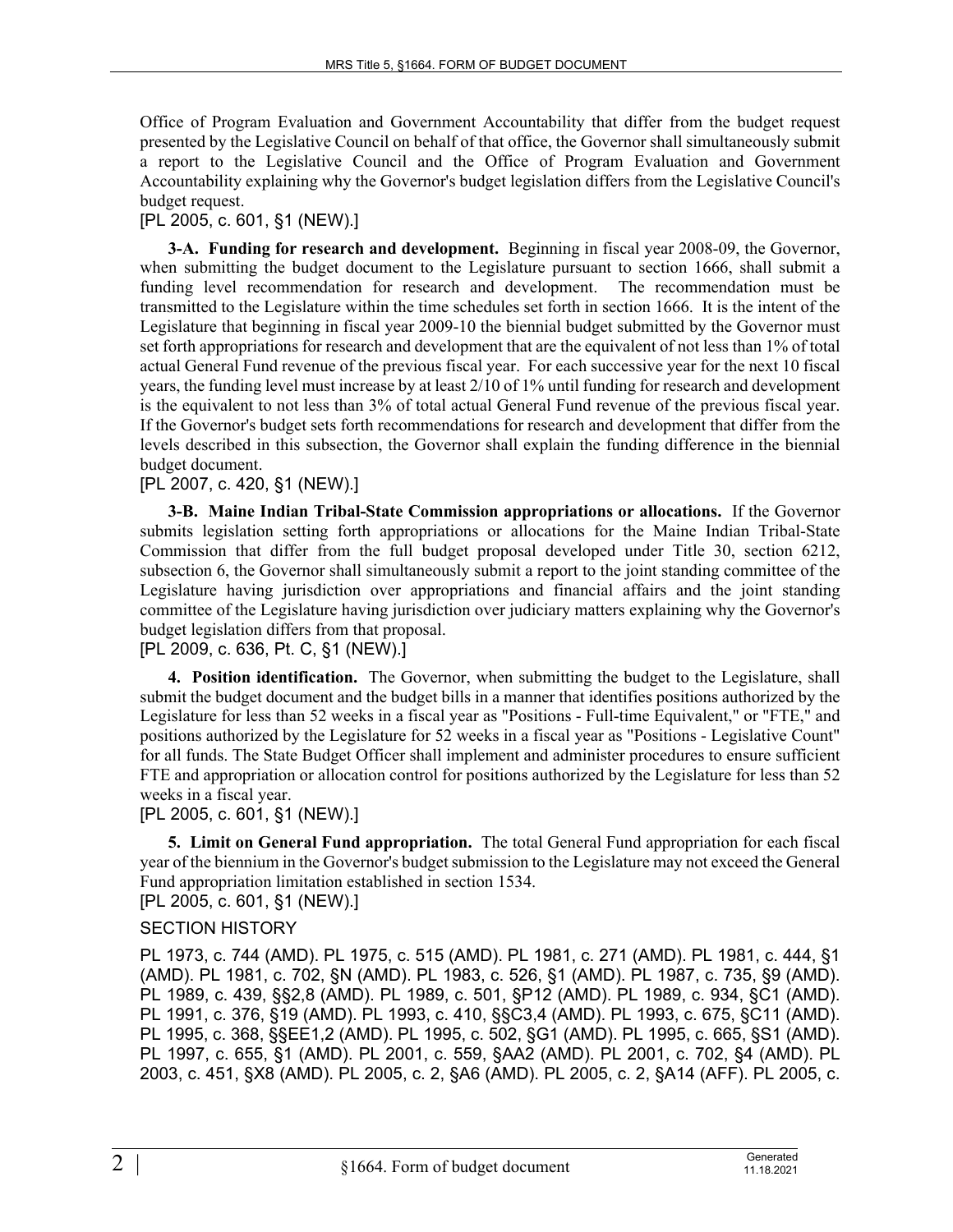Office of Program Evaluation and Government Accountability that differ from the budget request presented by the Legislative Council on behalf of that office, the Governor shall simultaneously submit a report to the Legislative Council and the Office of Program Evaluation and Government Accountability explaining why the Governor's budget legislation differs from the Legislative Council's budget request.

[PL 2005, c. 601, §1 (NEW).]

**3-A. Funding for research and development.** Beginning in fiscal year 2008-09, the Governor, when submitting the budget document to the Legislature pursuant to section 1666, shall submit a funding level recommendation for research and development. The recommendation must be transmitted to the Legislature within the time schedules set forth in section 1666. It is the intent of the Legislature that beginning in fiscal year 2009-10 the biennial budget submitted by the Governor must set forth appropriations for research and development that are the equivalent of not less than 1% of total actual General Fund revenue of the previous fiscal year. For each successive year for the next 10 fiscal years, the funding level must increase by at least 2/10 of 1% until funding for research and development is the equivalent to not less than 3% of total actual General Fund revenue of the previous fiscal year. If the Governor's budget sets forth recommendations for research and development that differ from the levels described in this subsection, the Governor shall explain the funding difference in the biennial budget document.

[PL 2007, c. 420, §1 (NEW).]

**3-B. Maine Indian Tribal-State Commission appropriations or allocations.** If the Governor submits legislation setting forth appropriations or allocations for the Maine Indian Tribal-State Commission that differ from the full budget proposal developed under Title 30, section 6212, subsection 6, the Governor shall simultaneously submit a report to the joint standing committee of the Legislature having jurisdiction over appropriations and financial affairs and the joint standing committee of the Legislature having jurisdiction over judiciary matters explaining why the Governor's budget legislation differs from that proposal.

[PL 2009, c. 636, Pt. C, §1 (NEW).]

**4. Position identification.** The Governor, when submitting the budget to the Legislature, shall submit the budget document and the budget bills in a manner that identifies positions authorized by the Legislature for less than 52 weeks in a fiscal year as "Positions - Full-time Equivalent," or "FTE," and positions authorized by the Legislature for 52 weeks in a fiscal year as "Positions - Legislative Count" for all funds. The State Budget Officer shall implement and administer procedures to ensure sufficient FTE and appropriation or allocation control for positions authorized by the Legislature for less than 52 weeks in a fiscal year.

[PL 2005, c. 601, §1 (NEW).]

**5. Limit on General Fund appropriation.** The total General Fund appropriation for each fiscal year of the biennium in the Governor's budget submission to the Legislature may not exceed the General Fund appropriation limitation established in section 1534.

[PL 2005, c. 601, §1 (NEW).]

SECTION HISTORY

PL 1973, c. 744 (AMD). PL 1975, c. 515 (AMD). PL 1981, c. 271 (AMD). PL 1981, c. 444, §1 (AMD). PL 1981, c. 702, §N (AMD). PL 1983, c. 526, §1 (AMD). PL 1987, c. 735, §9 (AMD). PL 1989, c. 439, §§2,8 (AMD). PL 1989, c. 501, §P12 (AMD). PL 1989, c. 934, §C1 (AMD). PL 1991, c. 376, §19 (AMD). PL 1993, c. 410, §§C3,4 (AMD). PL 1993, c. 675, §C11 (AMD). PL 1995, c. 368, §§EE1,2 (AMD). PL 1995, c. 502, §G1 (AMD). PL 1995, c. 665, §S1 (AMD). PL 1997, c. 655, §1 (AMD). PL 2001, c. 559, §AA2 (AMD). PL 2001, c. 702, §4 (AMD). PL 2003, c. 451, §X8 (AMD). PL 2005, c. 2, §A6 (AMD). PL 2005, c. 2, §A14 (AFF). PL 2005, c.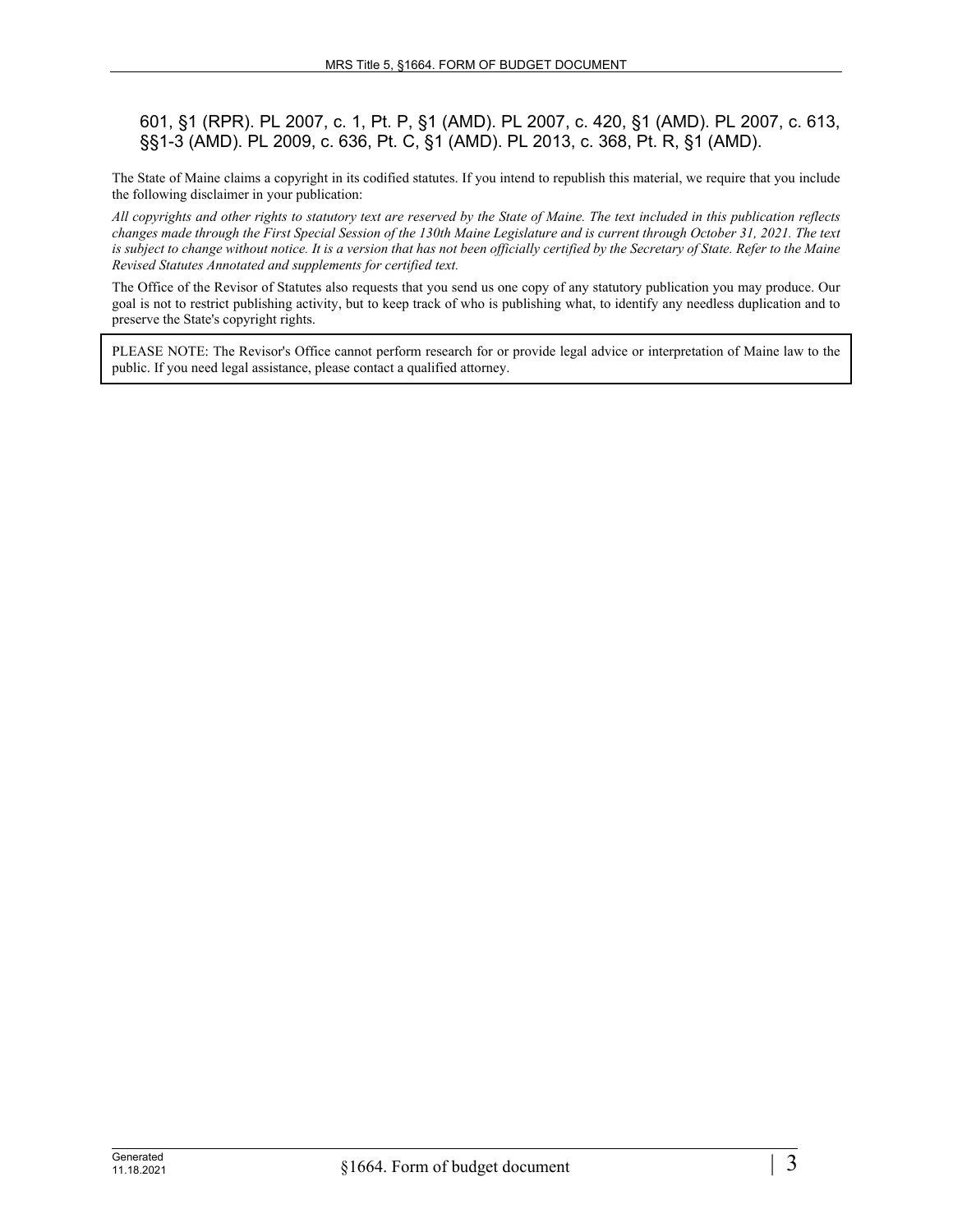601, §1 (RPR). PL 2007, c. 1, Pt. P, §1 (AMD). PL 2007, c. 420, §1 (AMD). PL 2007, c. 613, §§1-3 (AMD). PL 2009, c. 636, Pt. C, §1 (AMD). PL 2013, c. 368, Pt. R, §1 (AMD).

The State of Maine claims a copyright in its codified statutes. If you intend to republish this material, we require that you include the following disclaimer in your publication:

*All copyrights and other rights to statutory text are reserved by the State of Maine. The text included in this publication reflects changes made through the First Special Session of the 130th Maine Legislature and is current through October 31, 2021. The text is subject to change without notice. It is a version that has not been officially certified by the Secretary of State. Refer to the Maine Revised Statutes Annotated and supplements for certified text.*

The Office of the Revisor of Statutes also requests that you send us one copy of any statutory publication you may produce. Our goal is not to restrict publishing activity, but to keep track of who is publishing what, to identify any needless duplication and to preserve the State's copyright rights.

PLEASE NOTE: The Revisor's Office cannot perform research for or provide legal advice or interpretation of Maine law to the public. If you need legal assistance, please contact a qualified attorney.